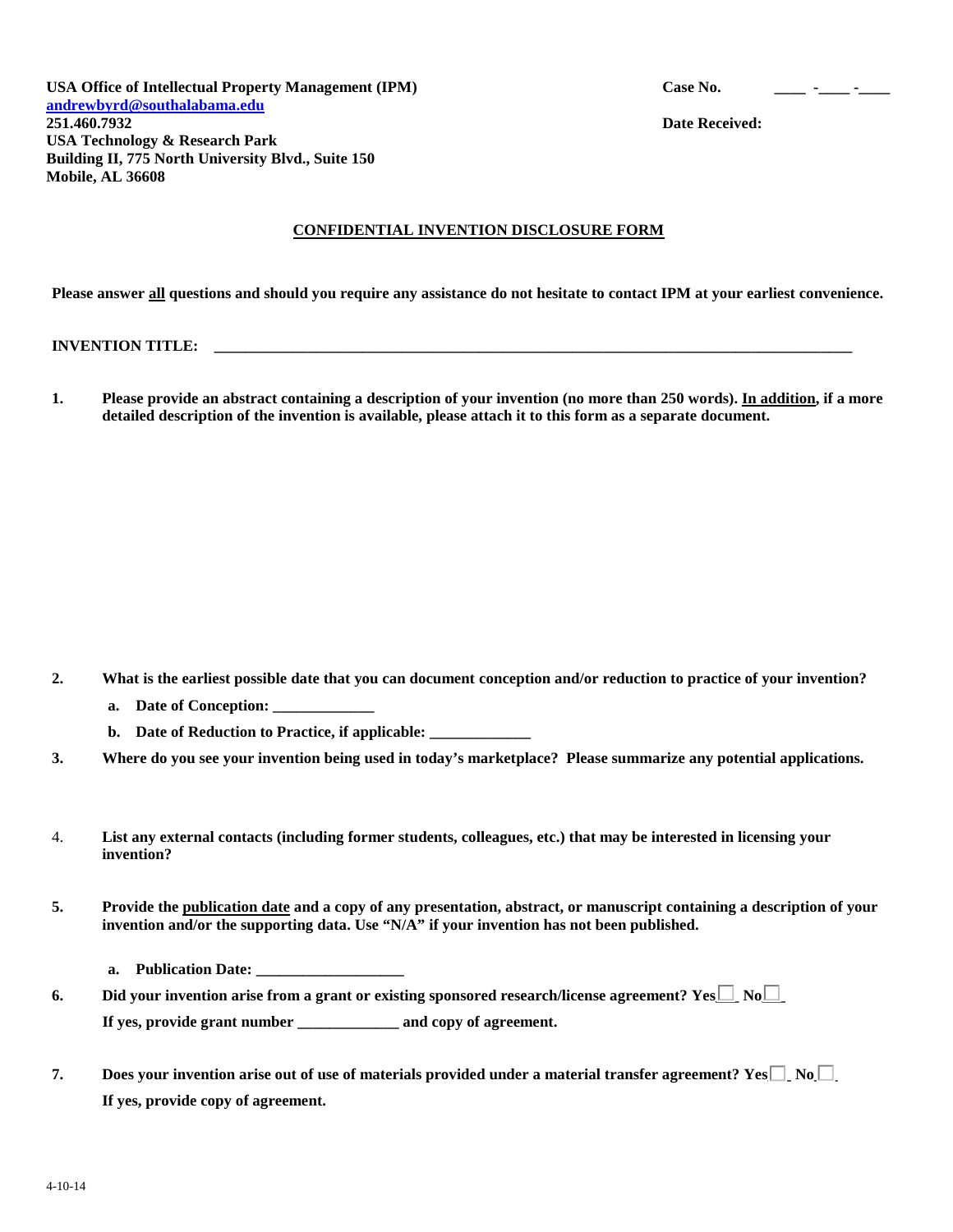**USA Office of Intellectual Property Management (IPM)**
**andrewbyrd@southalabama.edu**
**251.460.7932**
**USA Technology & Research Park**
**Building II, 775 North University Blvd., Suite 150**
**Mobile, AL 36608**

**Case No.** ____ -____ -____

**Date Received:**

## CONFIDENTIAL INVENTION DISCLOSURE FORM

**Please answer all questions and should you require any assistance do not hesitate to contact IPM at your earliest convenience.**

**INVENTION TITLE:** ________________________________________________________________________________

**1. Please provide an abstract containing a description of your invention (no more than 250 words). In addition, if a more detailed description of the invention is available, please attach it to this form as a separate document.**

**2. What is the earliest possible date that you can document conception and/or reduction to practice of your invention?**

   **a. Date of Conception:** _____________

   **b. Date of Reduction to Practice, if applicable:** _____________

**3. Where do you see your invention being used in today's marketplace? Please summarize any potential applications.**

4. **List any external contacts (including former students, colleagues, etc.) that may be interested in licensing your invention?**

**5. Provide the publication date and a copy of any presentation, abstract, or manuscript containing a description of your invention and/or the supporting data. Use "N/A" if your invention has not been published.**

   **a. Publication Date:** ___________________

**6. Did your invention arise from a grant or existing sponsored research/license agreement? Yes ☐ No ☐**
**If yes, provide grant number _____________ and copy of agreement.**

**7. Does your invention arise out of use of materials provided under a material transfer agreement? Yes ☐ No ☐**
**If yes, provide copy of agreement.**

4-10-14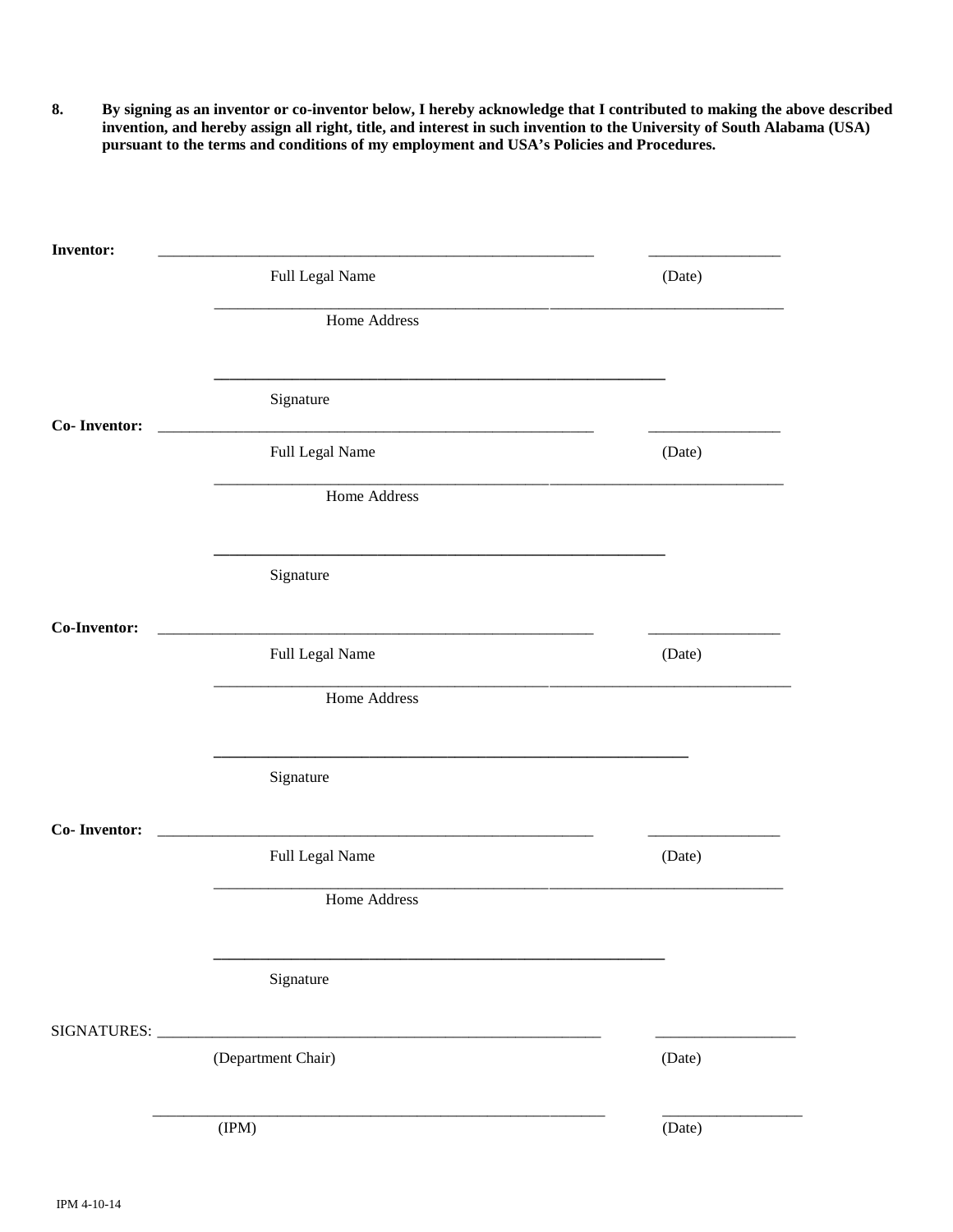**8.** **By signing as an inventor or co-inventor below, I hereby acknowledge that I contributed to making the above described invention, and hereby assign all right, title, and interest in such invention to the University of South Alabama (USA) pursuant to the terms and conditions of my employment and USA's Policies and Procedures.**

**Inventor:** ______________________________________________ ______________

Full Legal Name (Date)

____________________________________________________________

Home Address

______________________________________________

Signature

**Co- Inventor:** ______________________________________________ ______________

Full Legal Name (Date)

____________________________________________________________

Home Address

______________________________________________

Signature

**Co-Inventor:** ______________________________________________ ______________

Full Legal Name (Date)

____________________________________________________________

Home Address

______________________________________________

Signature

**Co- Inventor:** ______________________________________________ ______________

Full Legal Name (Date)

____________________________________________________________

Home Address

______________________________________________

Signature

SIGNATURES: ______________________________________________ ______________

(Department Chair) (Date)

______________________________________________ ______________

(IPM) (Date)

IPM 4-10-14